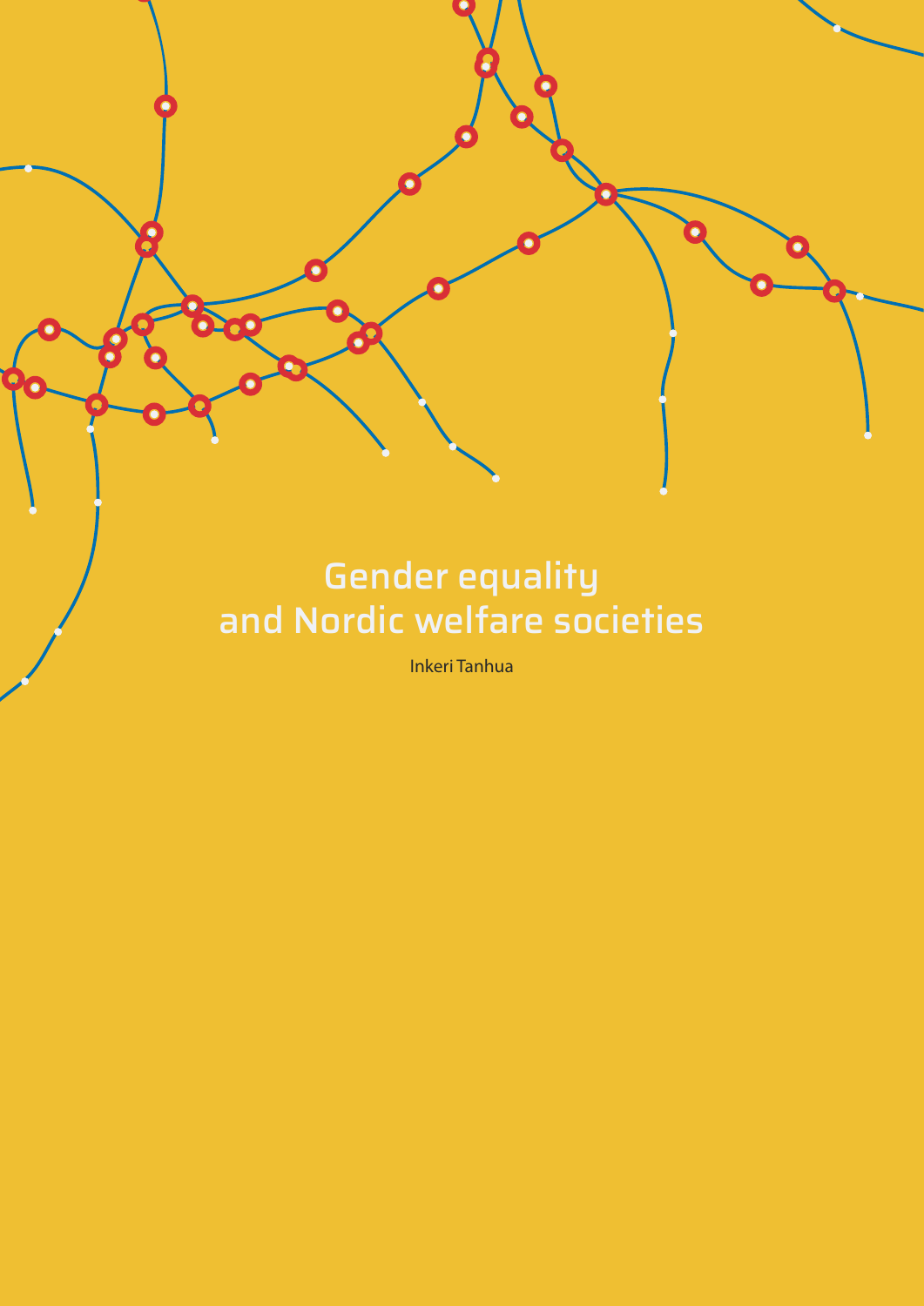# Gender equality and Nordic welfare societies

Inkeri Tanhua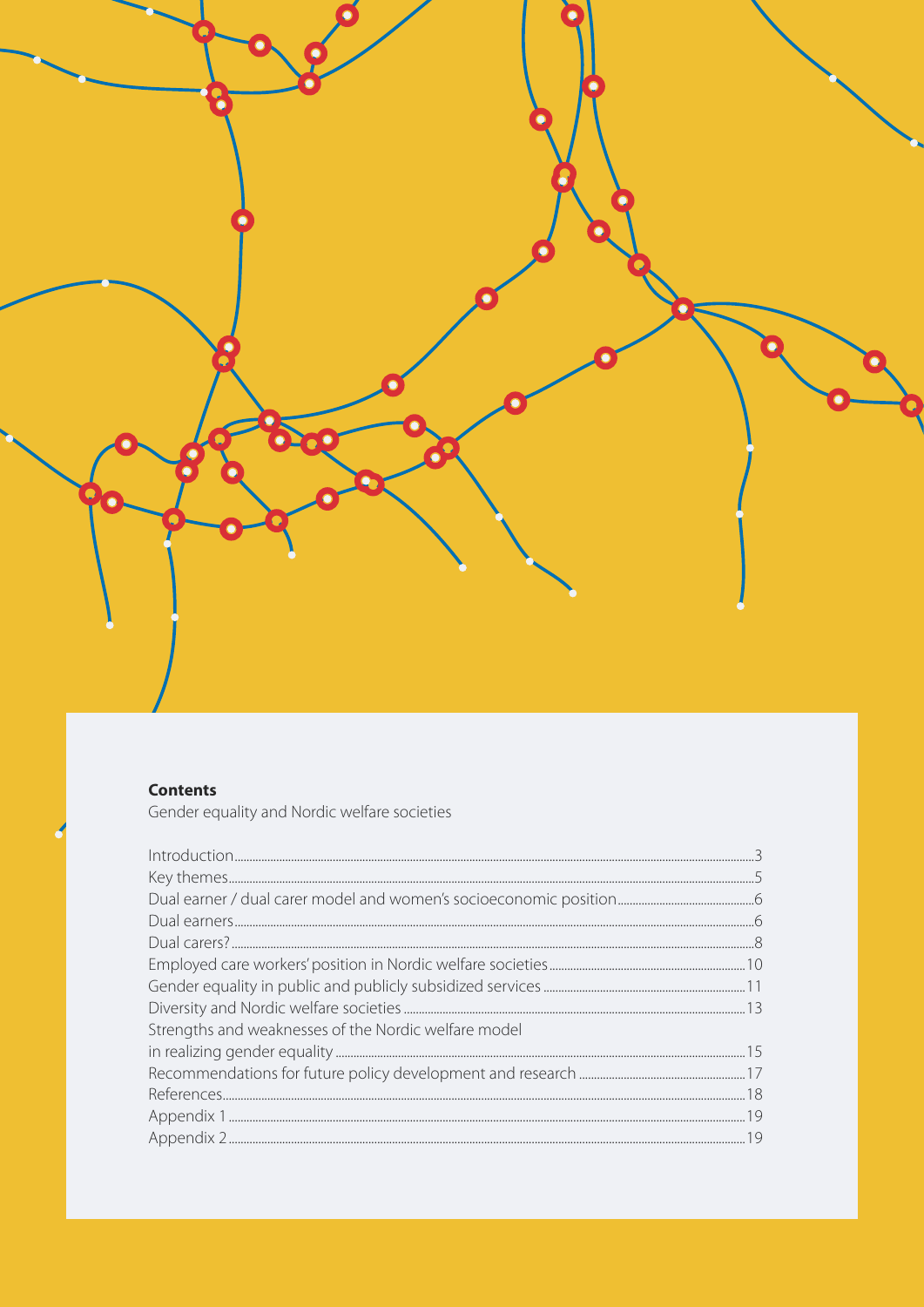**Contents**

Gender equality and Nordic welfare societies

- Introduction ... 3
- Key themes ... 5
- Dual earner / dual carer model and women's socioeconomic position ... 6
- Dual earners ... 6
- Dual carers? ... 8
- Employed care workers' position in Nordic welfare societies ... 10
- Gender equality in public and publicly subsidized services ... 11
- Diversity and Nordic welfare societies ... 13
- Strengths and weaknesses of the Nordic welfare model in realizing gender equality ... 15
- Recommendations for future policy development and research ... 17
- References ... 18
- Appendix 1 ... 19
- Appendix 2 ... 19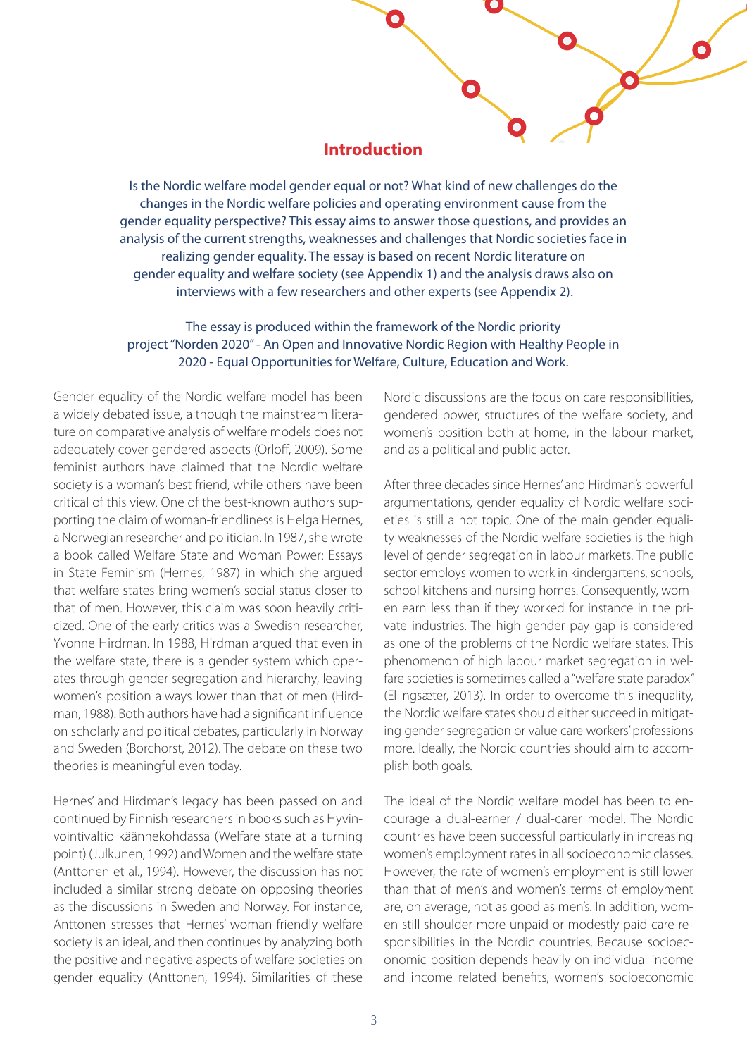## Introduction

Is the Nordic welfare model gender equal or not? What kind of new challenges do the changes in the Nordic welfare policies and operating environment cause from the gender equality perspective? This essay aims to answer those questions, and provides an analysis of the current strengths, weaknesses and challenges that Nordic societies face in realizing gender equality. The essay is based on recent Nordic literature on gender equality and welfare society (see Appendix 1) and the analysis draws also on interviews with a few researchers and other experts (see Appendix 2).

The essay is produced within the framework of the Nordic priority project "Norden 2020" - An Open and Innovative Nordic Region with Healthy People in 2020 - Equal Opportunities for Welfare, Culture, Education and Work.

Gender equality of the Nordic welfare model has been a widely debated issue, although the mainstream literature on comparative analysis of welfare models does not adequately cover gendered aspects (Orloff, 2009). Some feminist authors have claimed that the Nordic welfare society is a woman's best friend, while others have been critical of this view. One of the best-known authors supporting the claim of woman-friendliness is Helga Hernes, a Norwegian researcher and politician. In 1987, she wrote a book called Welfare State and Woman Power: Essays in State Feminism (Hernes, 1987) in which she argued that welfare states bring women's social status closer to that of men. However, this claim was soon heavily criticized. One of the early critics was a Swedish researcher, Yvonne Hirdman. In 1988, Hirdman argued that even in the welfare state, there is a gender system which operates through gender segregation and hierarchy, leaving women's position always lower than that of men (Hirdman, 1988). Both authors have had a significant influence on scholarly and political debates, particularly in Norway and Sweden (Borchorst, 2012). The debate on these two theories is meaningful even today.

Hernes' and Hirdman's legacy has been passed on and continued by Finnish researchers in books such as Hyvinvointivaltio käännekohdassa (Welfare state at a turning point) (Julkunen, 1992) and Women and the welfare state (Anttonen et al., 1994). However, the discussion has not included a similar strong debate on opposing theories as the discussions in Sweden and Norway. For instance, Anttonen stresses that Hernes' woman-friendly welfare society is an ideal, and then continues by analyzing both the positive and negative aspects of welfare societies on gender equality (Anttonen, 1994). Similarities of these Nordic discussions are the focus on care responsibilities, gendered power, structures of the welfare society, and women's position both at home, in the labour market, and as a political and public actor.

After three decades since Hernes' and Hirdman's powerful argumentations, gender equality of Nordic welfare societies is still a hot topic. One of the main gender equality weaknesses of the Nordic welfare societies is the high level of gender segregation in labour markets. The public sector employs women to work in kindergartens, schools, school kitchens and nursing homes. Consequently, women earn less than if they worked for instance in the private industries. The high gender pay gap is considered as one of the problems of the Nordic welfare states. This phenomenon of high labour market segregation in welfare societies is sometimes called a "welfare state paradox" (Ellingsæter, 2013). In order to overcome this inequality, the Nordic welfare states should either succeed in mitigating gender segregation or value care workers' professions more. Ideally, the Nordic countries should aim to accomplish both goals.

The ideal of the Nordic welfare model has been to encourage a dual-earner / dual-carer model. The Nordic countries have been successful particularly in increasing women's employment rates in all socioeconomic classes. However, the rate of women's employment is still lower than that of men's and women's terms of employment are, on average, not as good as men's. In addition, women still shoulder more unpaid or modestly paid care responsibilities in the Nordic countries. Because socioeconomic position depends heavily on individual income and income related benefits, women's socioeconomic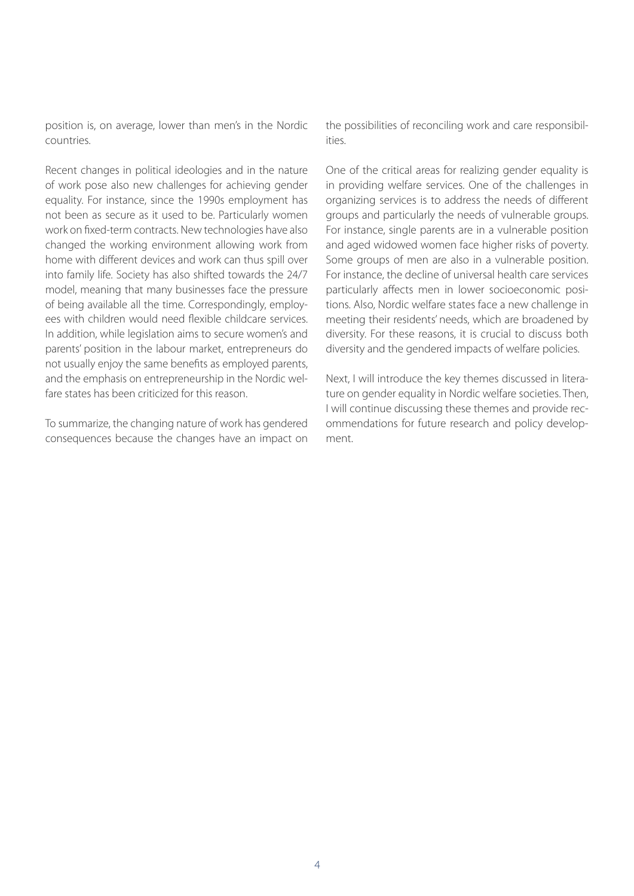position is, on average, lower than men's in the Nordic countries.

Recent changes in political ideologies and in the nature of work pose also new challenges for achieving gender equality. For instance, since the 1990s employment has not been as secure as it used to be. Particularly women work on fixed-term contracts. New technologies have also changed the working environment allowing work from home with different devices and work can thus spill over into family life. Society has also shifted towards the 24/7 model, meaning that many businesses face the pressure of being available all the time. Correspondingly, employees with children would need flexible childcare services. In addition, while legislation aims to secure women's and parents' position in the labour market, entrepreneurs do not usually enjoy the same benefits as employed parents, and the emphasis on entrepreneurship in the Nordic welfare states has been criticized for this reason.

To summarize, the changing nature of work has gendered consequences because the changes have an impact on the possibilities of reconciling work and care responsibilities.

One of the critical areas for realizing gender equality is in providing welfare services. One of the challenges in organizing services is to address the needs of different groups and particularly the needs of vulnerable groups. For instance, single parents are in a vulnerable position and aged widowed women face higher risks of poverty. Some groups of men are also in a vulnerable position. For instance, the decline of universal health care services particularly affects men in lower socioeconomic positions. Also, Nordic welfare states face a new challenge in meeting their residents' needs, which are broadened by diversity. For these reasons, it is crucial to discuss both diversity and the gendered impacts of welfare policies.

Next, I will introduce the key themes discussed in literature on gender equality in Nordic welfare societies. Then, I will continue discussing these themes and provide recommendations for future research and policy development.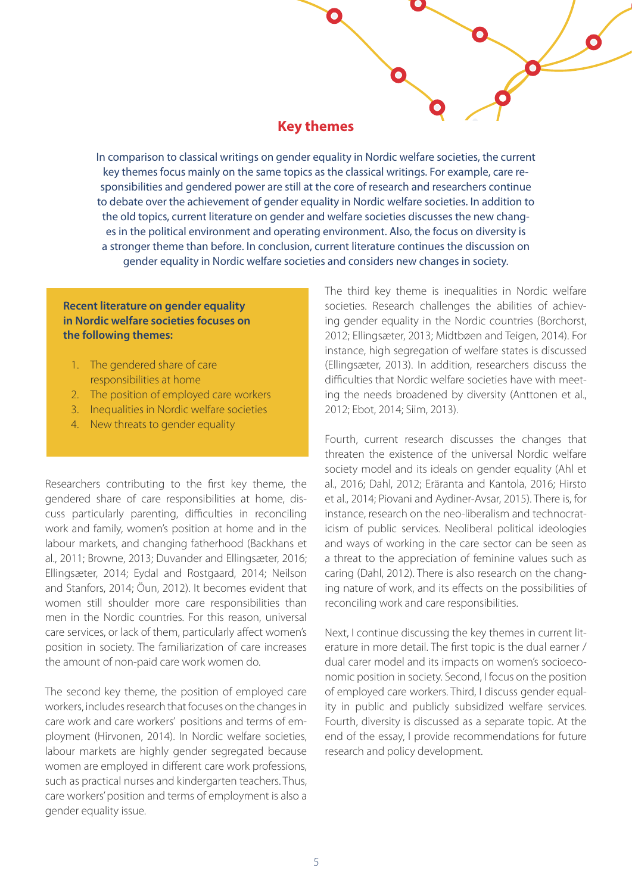## Key themes

In comparison to classical writings on gender equality in Nordic welfare societies, the current key themes focus mainly on the same topics as the classical writings. For example, care responsibilities and gendered power are still at the core of research and researchers continue to debate over the achievement of gender equality in Nordic welfare societies. In addition to the old topics, current literature on gender and welfare societies discusses the new changes in the political environment and operating environment. Also, the focus on diversity is a stronger theme than before. In conclusion, current literature continues the discussion on gender equality in Nordic welfare societies and considers new changes in society.

**Recent literature on gender equality in Nordic welfare societies focuses on the following themes:**

1. The gendered share of care responsibilities at home
2. The position of employed care workers
3. Inequalities in Nordic welfare societies
4. New threats to gender equality

Researchers contributing to the first key theme, the gendered share of care responsibilities at home, discuss particularly parenting, difficulties in reconciling work and family, women's position at home and in the labour markets, and changing fatherhood (Backhans et al., 2011; Browne, 2013; Duvander and Ellingsæter, 2016; Ellingsæter, 2014; Eydal and Rostgaard, 2014; Neilson and Stanfors, 2014; Õun, 2012). It becomes evident that women still shoulder more care responsibilities than men in the Nordic countries. For this reason, universal care services, or lack of them, particularly affect women's position in society. The familiarization of care increases the amount of non-paid care work women do.

The second key theme, the position of employed care workers, includes research that focuses on the changes in care work and care workers' positions and terms of employment (Hirvonen, 2014). In Nordic welfare societies, labour markets are highly gender segregated because women are employed in different care work professions, such as practical nurses and kindergarten teachers. Thus, care workers' position and terms of employment is also a gender equality issue.

The third key theme is inequalities in Nordic welfare societies. Research challenges the abilities of achieving gender equality in the Nordic countries (Borchorst, 2012; Ellingsæter, 2013; Midtbøen and Teigen, 2014). For instance, high segregation of welfare states is discussed (Ellingsæter, 2013). In addition, researchers discuss the difficulties that Nordic welfare societies have with meeting the needs broadened by diversity (Anttonen et al., 2012; Ebot, 2014; Siim, 2013).

Fourth, current research discusses the changes that threaten the existence of the universal Nordic welfare society model and its ideals on gender equality (Ahl et al., 2016; Dahl, 2012; Eräranta and Kantola, 2016; Hirsto et al., 2014; Piovani and Aydiner-Avsar, 2015). There is, for instance, research on the neo-liberalism and technocraticism of public services. Neoliberal political ideologies and ways of working in the care sector can be seen as a threat to the appreciation of feminine values such as caring (Dahl, 2012). There is also research on the changing nature of work, and its effects on the possibilities of reconciling work and care responsibilities.

Next, I continue discussing the key themes in current literature in more detail. The first topic is the dual earner / dual carer model and its impacts on women's socioeconomic position in society. Second, I focus on the position of employed care workers. Third, I discuss gender equality in public and publicly subsidized welfare services. Fourth, diversity is discussed as a separate topic. At the end of the essay, I provide recommendations for future research and policy development.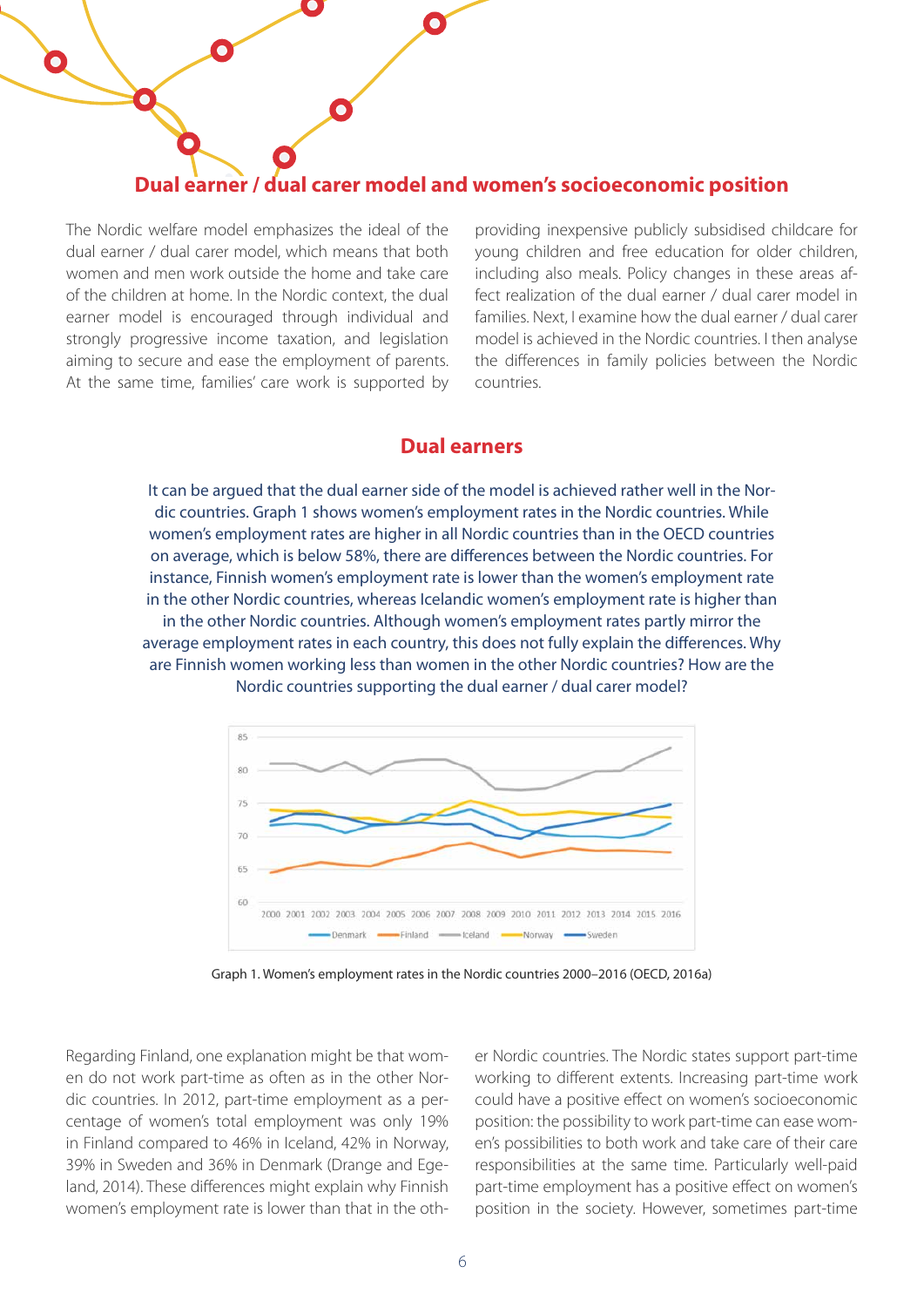## Dual earner / dual carer model and women's socioeconomic position

The Nordic welfare model emphasizes the ideal of the dual earner / dual carer model, which means that both women and men work outside the home and take care of the children at home. In the Nordic context, the dual earner model is encouraged through individual and strongly progressive income taxation, and legislation aiming to secure and ease the employment of parents. At the same time, families' care work is supported by providing inexpensive publicly subsidised childcare for young children and free education for older children, including also meals. Policy changes in these areas affect realization of the dual earner / dual carer model in families. Next, I examine how the dual earner / dual carer model is achieved in the Nordic countries. I then analyse the differences in family policies between the Nordic countries.

### Dual earners

It can be argued that the dual earner side of the model is achieved rather well in the Nordic countries. Graph 1 shows women's employment rates in the Nordic countries. While women's employment rates are higher in all Nordic countries than in the OECD countries on average, which is below 58%, there are differences between the Nordic countries. For instance, Finnish women's employment rate is lower than the women's employment rate in the other Nordic countries, whereas Icelandic women's employment rate is higher than in the other Nordic countries. Although women's employment rates partly mirror the average employment rates in each country, this does not fully explain the differences. Why are Finnish women working less than women in the other Nordic countries? How are the Nordic countries supporting the dual earner / dual carer model?

Graph 1. Women's employment rates in the Nordic countries 2000–2016 (OECD, 2016a)

Regarding Finland, one explanation might be that women do not work part-time as often as in the other Nordic countries. In 2012, part-time employment as a percentage of women's total employment was only 19% in Finland compared to 46% in Iceland, 42% in Norway, 39% in Sweden and 36% in Denmark (Drange and Egeland, 2014). These differences might explain why Finnish women's employment rate is lower than that in the other Nordic countries. The Nordic states support part-time working to different extents. Increasing part-time work could have a positive effect on women's socioeconomic position: the possibility to work part-time can ease women's possibilities to both work and take care of their care responsibilities at the same time. Particularly well-paid part-time employment has a positive effect on women's position in the society. However, sometimes part-time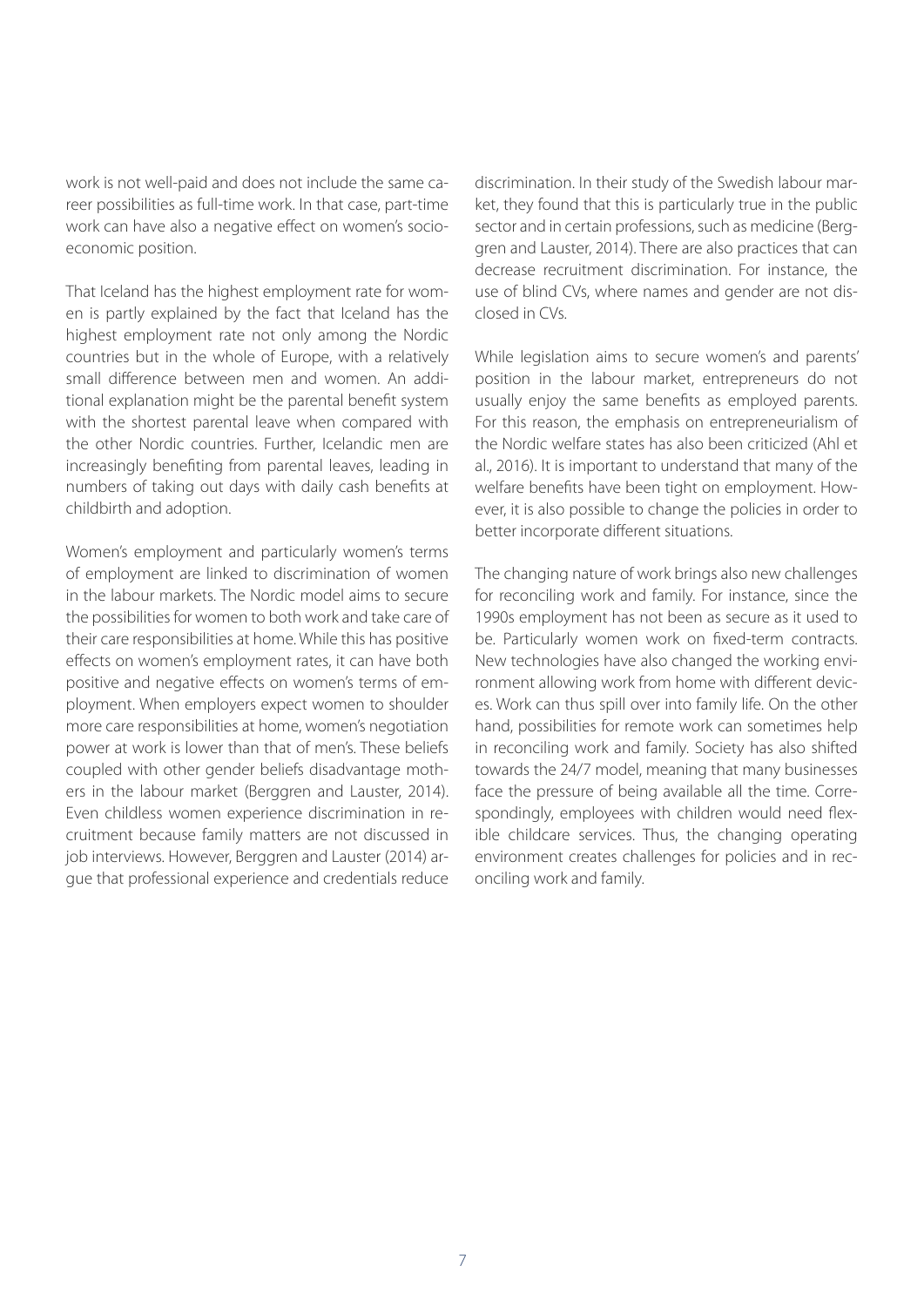work is not well-paid and does not include the same career possibilities as full-time work. In that case, part-time work can have also a negative effect on women's socio-economic position.

That Iceland has the highest employment rate for women is partly explained by the fact that Iceland has the highest employment rate not only among the Nordic countries but in the whole of Europe, with a relatively small difference between men and women. An additional explanation might be the parental benefit system with the shortest parental leave when compared with the other Nordic countries. Further, Icelandic men are increasingly benefiting from parental leaves, leading in numbers of taking out days with daily cash benefits at childbirth and adoption.

Women's employment and particularly women's terms of employment are linked to discrimination of women in the labour markets. The Nordic model aims to secure the possibilities for women to both work and take care of their care responsibilities at home. While this has positive effects on women's employment rates, it can have both positive and negative effects on women's terms of employment. When employers expect women to shoulder more care responsibilities at home, women's negotiation power at work is lower than that of men's. These beliefs coupled with other gender beliefs disadvantage mothers in the labour market (Berggren and Lauster, 2014). Even childless women experience discrimination in recruitment because family matters are not discussed in job interviews. However, Berggren and Lauster (2014) argue that professional experience and credentials reduce discrimination. In their study of the Swedish labour market, they found that this is particularly true in the public sector and in certain professions, such as medicine (Berggren and Lauster, 2014). There are also practices that can decrease recruitment discrimination. For instance, the use of blind CVs, where names and gender are not disclosed in CVs.

While legislation aims to secure women's and parents' position in the labour market, entrepreneurs do not usually enjoy the same benefits as employed parents. For this reason, the emphasis on entrepreneurialism of the Nordic welfare states has also been criticized (Ahl et al., 2016). It is important to understand that many of the welfare benefits have been tight on employment. However, it is also possible to change the policies in order to better incorporate different situations.

The changing nature of work brings also new challenges for reconciling work and family. For instance, since the 1990s employment has not been as secure as it used to be. Particularly women work on fixed-term contracts. New technologies have also changed the working environment allowing work from home with different devices. Work can thus spill over into family life. On the other hand, possibilities for remote work can sometimes help in reconciling work and family. Society has also shifted towards the 24/7 model, meaning that many businesses face the pressure of being available all the time. Correspondingly, employees with children would need flexible childcare services. Thus, the changing operating environment creates challenges for policies and in reconciling work and family.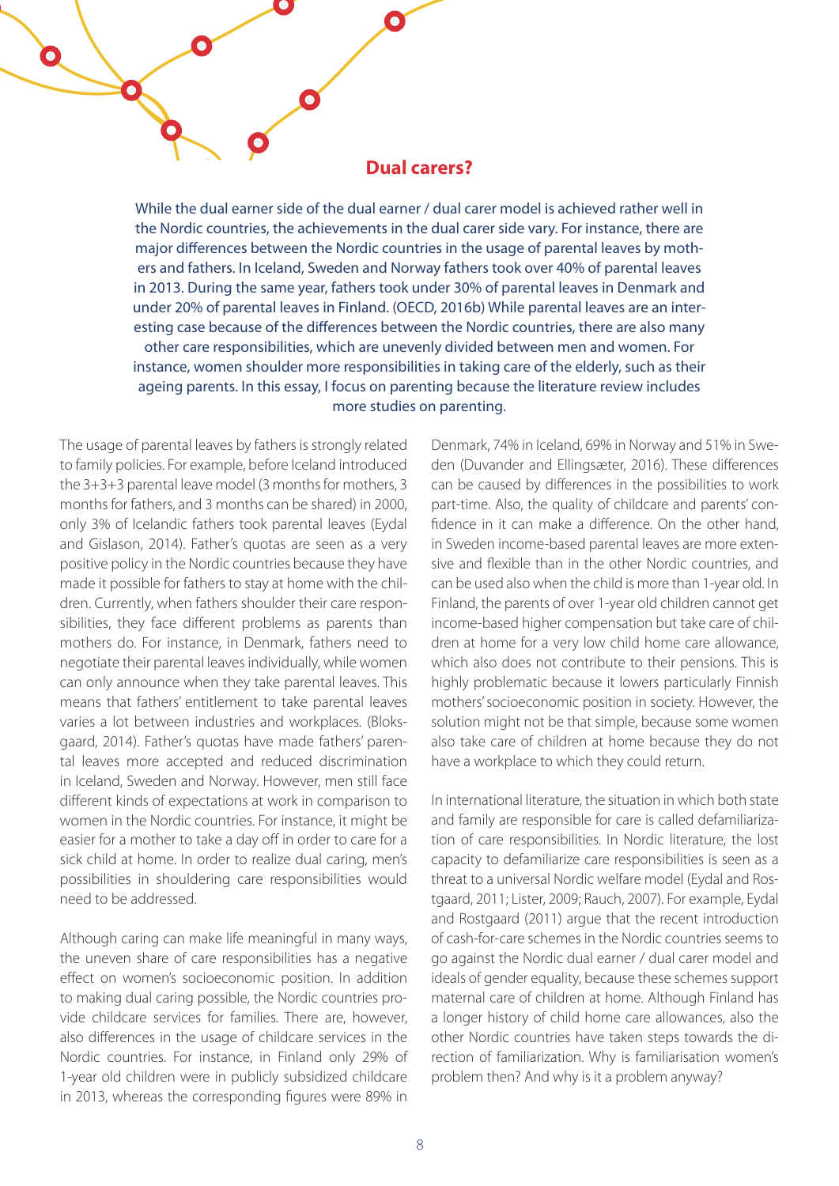## Dual carers?

While the dual earner side of the dual earner / dual carer model is achieved rather well in the Nordic countries, the achievements in the dual carer side vary. For instance, there are major differences between the Nordic countries in the usage of parental leaves by mothers and fathers. In Iceland, Sweden and Norway fathers took over 40% of parental leaves in 2013. During the same year, fathers took under 30% of parental leaves in Denmark and under 20% of parental leaves in Finland. (OECD, 2016b) While parental leaves are an interesting case because of the differences between the Nordic countries, there are also many other care responsibilities, which are unevenly divided between men and women. For instance, women shoulder more responsibilities in taking care of the elderly, such as their ageing parents. In this essay, I focus on parenting because the literature review includes more studies on parenting.

The usage of parental leaves by fathers is strongly related to family policies. For example, before Iceland introduced the 3+3+3 parental leave model (3 months for mothers, 3 months for fathers, and 3 months can be shared) in 2000, only 3% of Icelandic fathers took parental leaves (Eydal and Gislason, 2014). Father's quotas are seen as a very positive policy in the Nordic countries because they have made it possible for fathers to stay at home with the children. Currently, when fathers shoulder their care responsibilities, they face different problems as parents than mothers do. For instance, in Denmark, fathers need to negotiate their parental leaves individually, while women can only announce when they take parental leaves. This means that fathers' entitlement to take parental leaves varies a lot between industries and workplaces. (Bloksgaard, 2014). Father's quotas have made fathers' parental leaves more accepted and reduced discrimination in Iceland, Sweden and Norway. However, men still face different kinds of expectations at work in comparison to women in the Nordic countries. For instance, it might be easier for a mother to take a day off in order to care for a sick child at home. In order to realize dual caring, men's possibilities in shouldering care responsibilities would need to be addressed.

Although caring can make life meaningful in many ways, the uneven share of care responsibilities has a negative effect on women's socioeconomic position. In addition to making dual caring possible, the Nordic countries provide childcare services for families. There are, however, also differences in the usage of childcare services in the Nordic countries. For instance, in Finland only 29% of 1-year old children were in publicly subsidized childcare in 2013, whereas the corresponding figures were 89% in Denmark, 74% in Iceland, 69% in Norway and 51% in Sweden (Duvander and Ellingsæter, 2016). These differences can be caused by differences in the possibilities to work part-time. Also, the quality of childcare and parents' confidence in it can make a difference. On the other hand, in Sweden income-based parental leaves are more extensive and flexible than in the other Nordic countries, and can be used also when the child is more than 1-year old. In Finland, the parents of over 1-year old children cannot get income-based higher compensation but take care of children at home for a very low child home care allowance, which also does not contribute to their pensions. This is highly problematic because it lowers particularly Finnish mothers' socioeconomic position in society. However, the solution might not be that simple, because some women also take care of children at home because they do not have a workplace to which they could return.

In international literature, the situation in which both state and family are responsible for care is called defamiliarization of care responsibilities. In Nordic literature, the lost capacity to defamiliarize care responsibilities is seen as a threat to a universal Nordic welfare model (Eydal and Rostgaard, 2011; Lister, 2009; Rauch, 2007). For example, Eydal and Rostgaard (2011) argue that the recent introduction of cash-for-care schemes in the Nordic countries seems to go against the Nordic dual earner / dual carer model and ideals of gender equality, because these schemes support maternal care of children at home. Although Finland has a longer history of child home care allowances, also the other Nordic countries have taken steps towards the direction of familiarization. Why is familiarisation women's problem then? And why is it a problem anyway?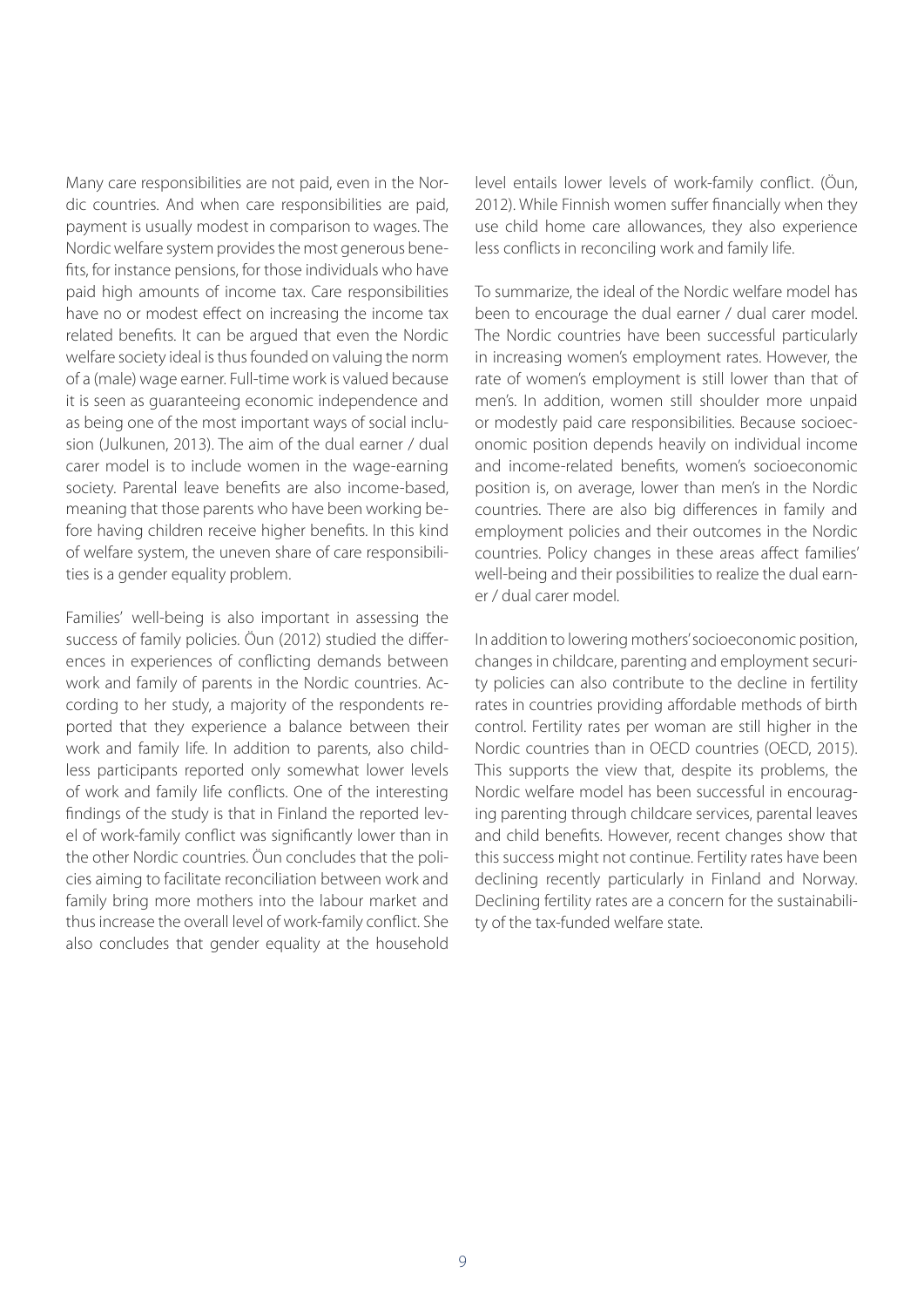Many care responsibilities are not paid, even in the Nordic countries. And when care responsibilities are paid, payment is usually modest in comparison to wages. The Nordic welfare system provides the most generous benefits, for instance pensions, for those individuals who have paid high amounts of income tax. Care responsibilities have no or modest effect on increasing the income tax related benefits. It can be argued that even the Nordic welfare society ideal is thus founded on valuing the norm of a (male) wage earner. Full-time work is valued because it is seen as guaranteeing economic independence and as being one of the most important ways of social inclusion (Julkunen, 2013). The aim of the dual earner / dual carer model is to include women in the wage-earning society. Parental leave benefits are also income-based, meaning that those parents who have been working before having children receive higher benefits. In this kind of welfare system, the uneven share of care responsibilities is a gender equality problem.

Families' well-being is also important in assessing the success of family policies. Öun (2012) studied the differences in experiences of conflicting demands between work and family of parents in the Nordic countries. According to her study, a majority of the respondents reported that they experience a balance between their work and family life. In addition to parents, also childless participants reported only somewhat lower levels of work and family life conflicts. One of the interesting findings of the study is that in Finland the reported level of work-family conflict was significantly lower than in the other Nordic countries. Öun concludes that the policies aiming to facilitate reconciliation between work and family bring more mothers into the labour market and thus increase the overall level of work-family conflict. She also concludes that gender equality at the household level entails lower levels of work-family conflict. (Öun, 2012). While Finnish women suffer financially when they use child home care allowances, they also experience less conflicts in reconciling work and family life.

To summarize, the ideal of the Nordic welfare model has been to encourage the dual earner / dual carer model. The Nordic countries have been successful particularly in increasing women's employment rates. However, the rate of women's employment is still lower than that of men's. In addition, women still shoulder more unpaid or modestly paid care responsibilities. Because socioeconomic position depends heavily on individual income and income-related benefits, women's socioeconomic position is, on average, lower than men's in the Nordic countries. There are also big differences in family and employment policies and their outcomes in the Nordic countries. Policy changes in these areas affect families' well-being and their possibilities to realize the dual earner / dual carer model.

In addition to lowering mothers' socioeconomic position, changes in childcare, parenting and employment security policies can also contribute to the decline in fertility rates in countries providing affordable methods of birth control. Fertility rates per woman are still higher in the Nordic countries than in OECD countries (OECD, 2015). This supports the view that, despite its problems, the Nordic welfare model has been successful in encouraging parenting through childcare services, parental leaves and child benefits. However, recent changes show that this success might not continue. Fertility rates have been declining recently particularly in Finland and Norway. Declining fertility rates are a concern for the sustainability of the tax-funded welfare state.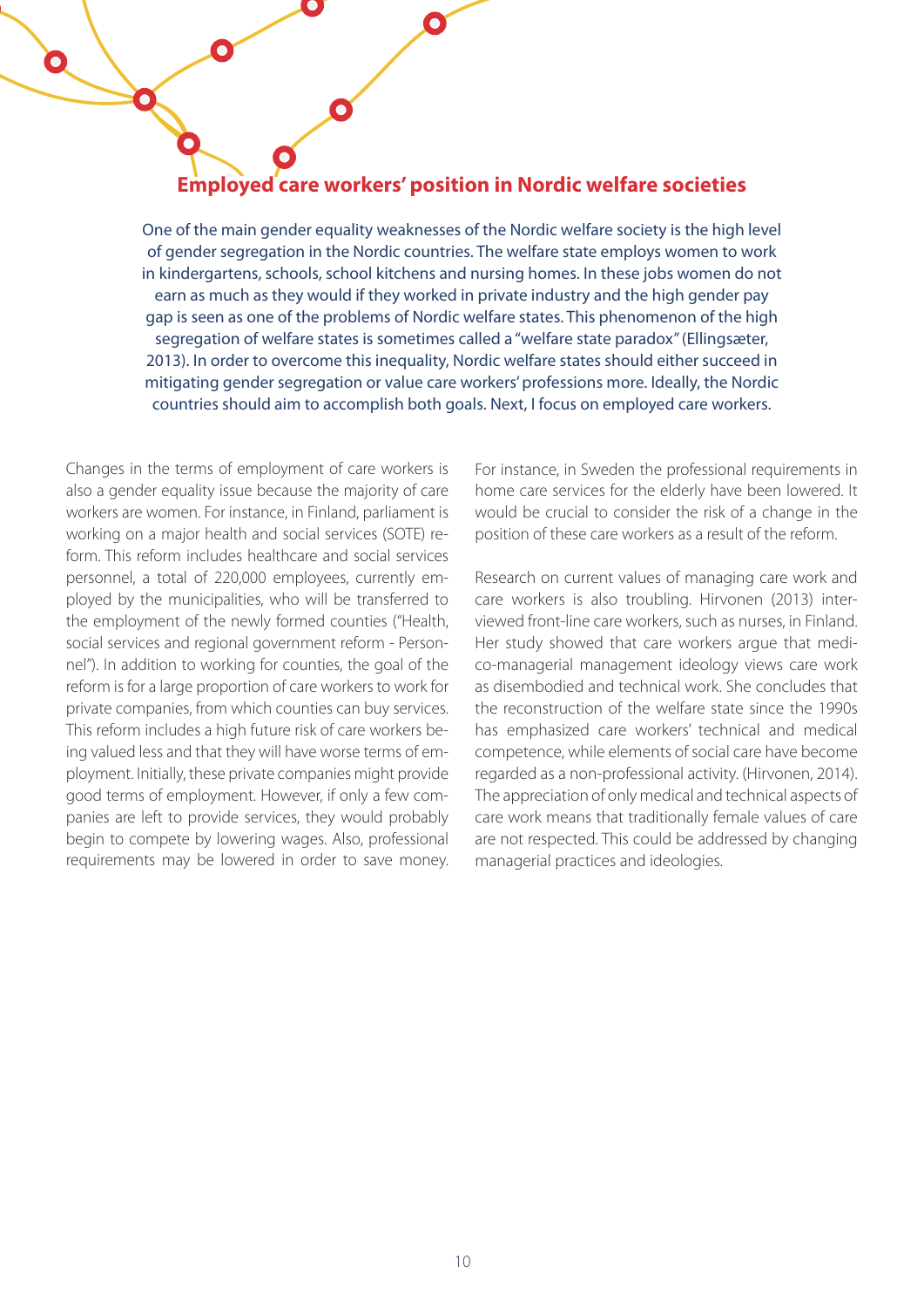## Employed care workers' position in Nordic welfare societies

One of the main gender equality weaknesses of the Nordic welfare society is the high level of gender segregation in the Nordic countries. The welfare state employs women to work in kindergartens, schools, school kitchens and nursing homes. In these jobs women do not earn as much as they would if they worked in private industry and the high gender pay gap is seen as one of the problems of Nordic welfare states. This phenomenon of the high segregation of welfare states is sometimes called a "welfare state paradox" (Ellingsæter, 2013). In order to overcome this inequality, Nordic welfare states should either succeed in mitigating gender segregation or value care workers' professions more. Ideally, the Nordic countries should aim to accomplish both goals. Next, I focus on employed care workers.

Changes in the terms of employment of care workers is also a gender equality issue because the majority of care workers are women. For instance, in Finland, parliament is working on a major health and social services (SOTE) reform. This reform includes healthcare and social services personnel, a total of 220,000 employees, currently employed by the municipalities, who will be transferred to the employment of the newly formed counties ("Health, social services and regional government reform - Personnel"). In addition to working for counties, the goal of the reform is for a large proportion of care workers to work for private companies, from which counties can buy services. This reform includes a high future risk of care workers being valued less and that they will have worse terms of employment. Initially, these private companies might provide good terms of employment. However, if only a few companies are left to provide services, they would probably begin to compete by lowering wages. Also, professional requirements may be lowered in order to save money. For instance, in Sweden the professional requirements in home care services for the elderly have been lowered. It would be crucial to consider the risk of a change in the position of these care workers as a result of the reform.

Research on current values of managing care work and care workers is also troubling. Hirvonen (2013) interviewed front-line care workers, such as nurses, in Finland. Her study showed that care workers argue that medico-managerial management ideology views care work as disembodied and technical work. She concludes that the reconstruction of the welfare state since the 1990s has emphasized care workers' technical and medical competence, while elements of social care have become regarded as a non-professional activity. (Hirvonen, 2014). The appreciation of only medical and technical aspects of care work means that traditionally female values of care are not respected. This could be addressed by changing managerial practices and ideologies.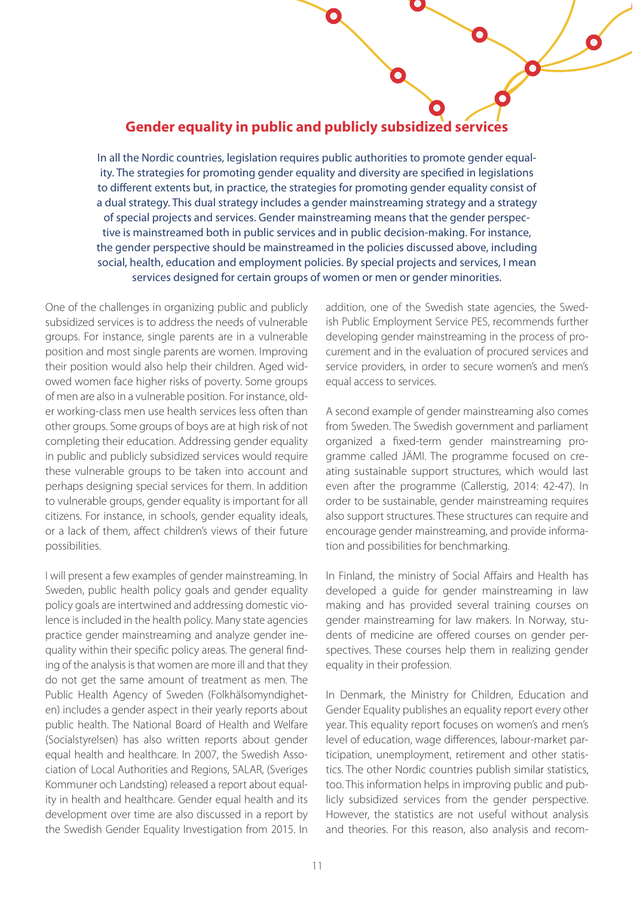## Gender equality in public and publicly subsidized services

In all the Nordic countries, legislation requires public authorities to promote gender equality. The strategies for promoting gender equality and diversity are specified in legislations to different extents but, in practice, the strategies for promoting gender equality consist of a dual strategy. This dual strategy includes a gender mainstreaming strategy and a strategy of special projects and services. Gender mainstreaming means that the gender perspective is mainstreamed both in public services and in public decision-making. For instance, the gender perspective should be mainstreamed in the policies discussed above, including social, health, education and employment policies. By special projects and services, I mean services designed for certain groups of women or men or gender minorities.

One of the challenges in organizing public and publicly subsidized services is to address the needs of vulnerable groups. For instance, single parents are in a vulnerable position and most single parents are women. Improving their position would also help their children. Aged widowed women face higher risks of poverty. Some groups of men are also in a vulnerable position. For instance, older working-class men use health services less often than other groups. Some groups of boys are at high risk of not completing their education. Addressing gender equality in public and publicly subsidized services would require these vulnerable groups to be taken into account and perhaps designing special services for them. In addition to vulnerable groups, gender equality is important for all citizens. For instance, in schools, gender equality ideals, or a lack of them, affect children's views of their future possibilities.

I will present a few examples of gender mainstreaming. In Sweden, public health policy goals and gender equality policy goals are intertwined and addressing domestic violence is included in the health policy. Many state agencies practice gender mainstreaming and analyze gender inequality within their specific policy areas. The general finding of the analysis is that women are more ill and that they do not get the same amount of treatment as men. The Public Health Agency of Sweden (Folkhälsomyndigheten) includes a gender aspect in their yearly reports about public health. The National Board of Health and Welfare (Socialstyrelsen) has also written reports about gender equal health and healthcare. In 2007, the Swedish Association of Local Authorities and Regions, SALAR, (Sveriges Kommuner och Landsting) released a report about equality in health and healthcare. Gender equal health and its development over time are also discussed in a report by the Swedish Gender Equality Investigation from 2015. In addition, one of the Swedish state agencies, the Swedish Public Employment Service PES, recommends further developing gender mainstreaming in the process of procurement and in the evaluation of procured services and service providers, in order to secure women's and men's equal access to services.

A second example of gender mainstreaming also comes from Sweden. The Swedish government and parliament organized a fixed-term gender mainstreaming programme called JÄMI. The programme focused on creating sustainable support structures, which would last even after the programme (Callerstig, 2014: 42-47). In order to be sustainable, gender mainstreaming requires also support structures. These structures can require and encourage gender mainstreaming, and provide information and possibilities for benchmarking.

In Finland, the ministry of Social Affairs and Health has developed a guide for gender mainstreaming in law making and has provided several training courses on gender mainstreaming for law makers. In Norway, students of medicine are offered courses on gender perspectives. These courses help them in realizing gender equality in their profession.

In Denmark, the Ministry for Children, Education and Gender Equality publishes an equality report every other year. This equality report focuses on women's and men's level of education, wage differences, labour-market participation, unemployment, retirement and other statistics. The other Nordic countries publish similar statistics, too. This information helps in improving public and publicly subsidized services from the gender perspective. However, the statistics are not useful without analysis and theories. For this reason, also analysis and recom-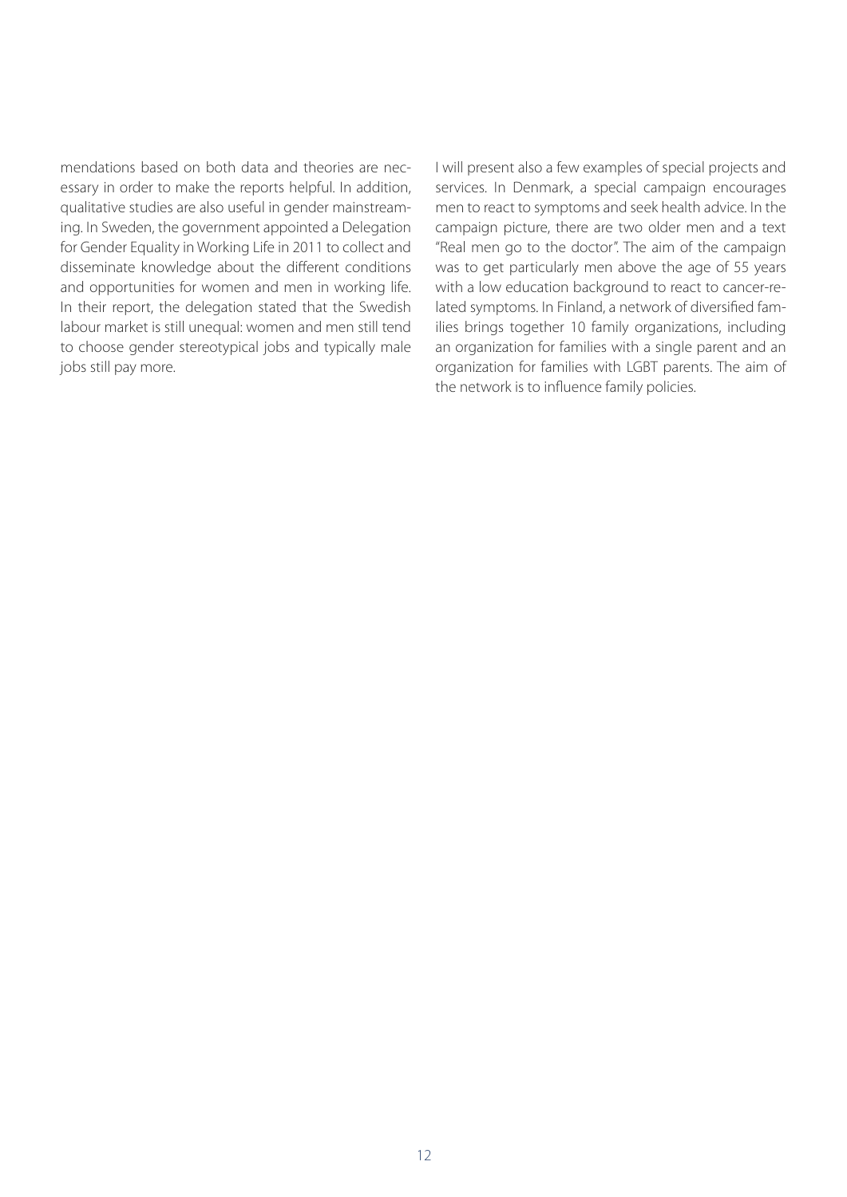mendations based on both data and theories are necessary in order to make the reports helpful. In addition, qualitative studies are also useful in gender mainstreaming. In Sweden, the government appointed a Delegation for Gender Equality in Working Life in 2011 to collect and disseminate knowledge about the different conditions and opportunities for women and men in working life. In their report, the delegation stated that the Swedish labour market is still unequal: women and men still tend to choose gender stereotypical jobs and typically male jobs still pay more.

I will present also a few examples of special projects and services. In Denmark, a special campaign encourages men to react to symptoms and seek health advice. In the campaign picture, there are two older men and a text "Real men go to the doctor". The aim of the campaign was to get particularly men above the age of 55 years with a low education background to react to cancer-related symptoms. In Finland, a network of diversified families brings together 10 family organizations, including an organization for families with a single parent and an organization for families with LGBT parents. The aim of the network is to influence family policies.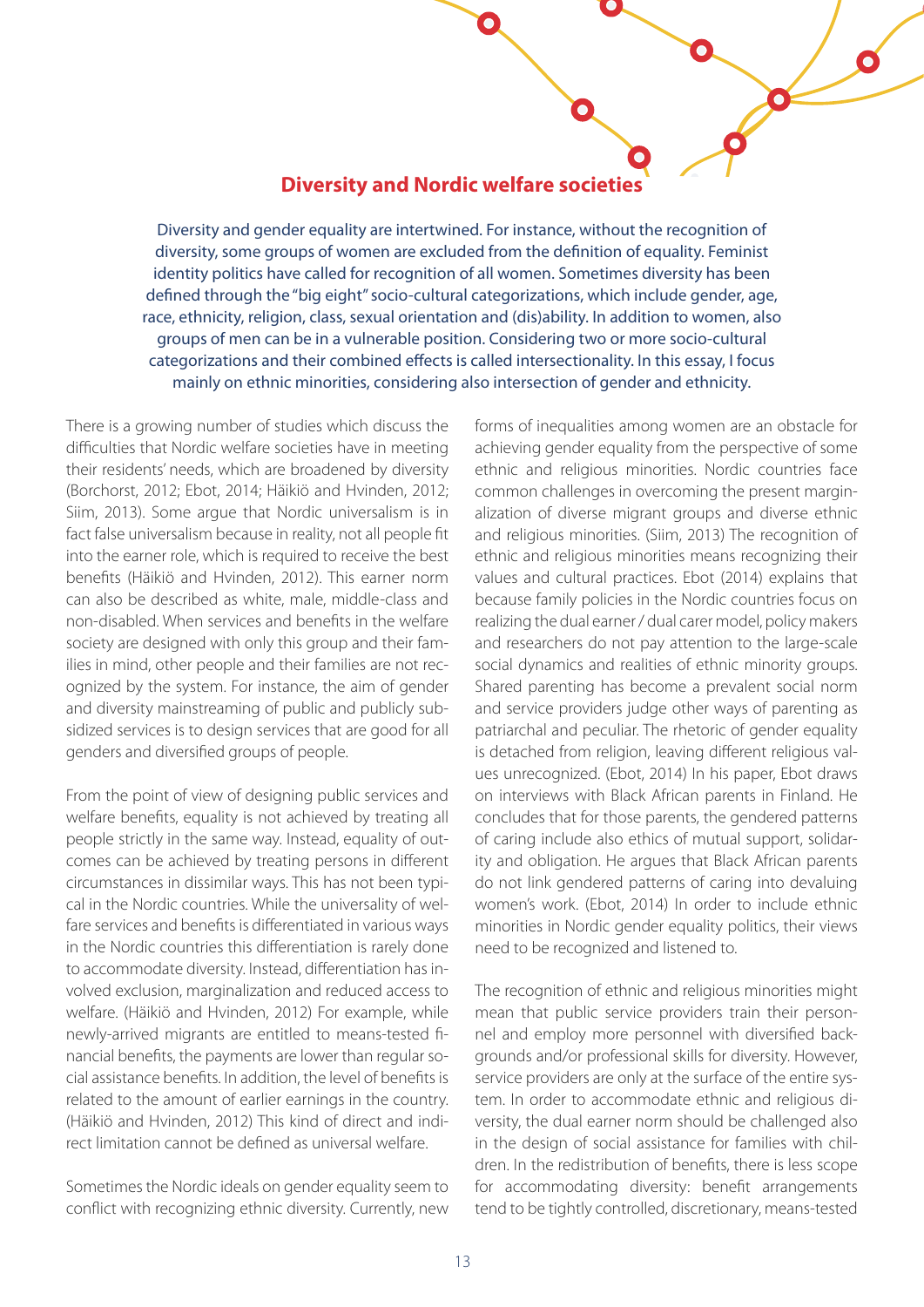## Diversity and Nordic welfare societies

Diversity and gender equality are intertwined. For instance, without the recognition of diversity, some groups of women are excluded from the definition of equality. Feminist identity politics have called for recognition of all women. Sometimes diversity has been defined through the "big eight" socio-cultural categorizations, which include gender, age, race, ethnicity, religion, class, sexual orientation and (dis)ability. In addition to women, also groups of men can be in a vulnerable position. Considering two or more socio-cultural categorizations and their combined effects is called intersectionality. In this essay, I focus mainly on ethnic minorities, considering also intersection of gender and ethnicity.

There is a growing number of studies which discuss the difficulties that Nordic welfare societies have in meeting their residents' needs, which are broadened by diversity (Borchorst, 2012; Ebot, 2014; Häikiö and Hvinden, 2012; Siim, 2013). Some argue that Nordic universalism is in fact false universalism because in reality, not all people fit into the earner role, which is required to receive the best benefits (Häikiö and Hvinden, 2012). This earner norm can also be described as white, male, middle-class and non-disabled. When services and benefits in the welfare society are designed with only this group and their families in mind, other people and their families are not recognized by the system. For instance, the aim of gender and diversity mainstreaming of public and publicly subsidized services is to design services that are good for all genders and diversified groups of people.

From the point of view of designing public services and welfare benefits, equality is not achieved by treating all people strictly in the same way. Instead, equality of outcomes can be achieved by treating persons in different circumstances in dissimilar ways. This has not been typical in the Nordic countries. While the universality of welfare services and benefits is differentiated in various ways in the Nordic countries this differentiation is rarely done to accommodate diversity. Instead, differentiation has involved exclusion, marginalization and reduced access to welfare. (Häikiö and Hvinden, 2012) For example, while newly-arrived migrants are entitled to means-tested financial benefits, the payments are lower than regular social assistance benefits. In addition, the level of benefits is related to the amount of earlier earnings in the country. (Häikiö and Hvinden, 2012) This kind of direct and indirect limitation cannot be defined as universal welfare.

Sometimes the Nordic ideals on gender equality seem to conflict with recognizing ethnic diversity. Currently, new forms of inequalities among women are an obstacle for achieving gender equality from the perspective of some ethnic and religious minorities. Nordic countries face common challenges in overcoming the present marginalization of diverse migrant groups and diverse ethnic and religious minorities. (Siim, 2013) The recognition of ethnic and religious minorities means recognizing their values and cultural practices. Ebot (2014) explains that because family policies in the Nordic countries focus on realizing the dual earner / dual carer model, policy makers and researchers do not pay attention to the large-scale social dynamics and realities of ethnic minority groups. Shared parenting has become a prevalent social norm and service providers judge other ways of parenting as patriarchal and peculiar. The rhetoric of gender equality is detached from religion, leaving different religious values unrecognized. (Ebot, 2014) In his paper, Ebot draws on interviews with Black African parents in Finland. He concludes that for those parents, the gendered patterns of caring include also ethics of mutual support, solidarity and obligation. He argues that Black African parents do not link gendered patterns of caring into devaluing women's work. (Ebot, 2014) In order to include ethnic minorities in Nordic gender equality politics, their views need to be recognized and listened to.

The recognition of ethnic and religious minorities might mean that public service providers train their personnel and employ more personnel with diversified backgrounds and/or professional skills for diversity. However, service providers are only at the surface of the entire system. In order to accommodate ethnic and religious diversity, the dual earner norm should be challenged also in the design of social assistance for families with children. In the redistribution of benefits, there is less scope for accommodating diversity: benefit arrangements tend to be tightly controlled, discretionary, means-tested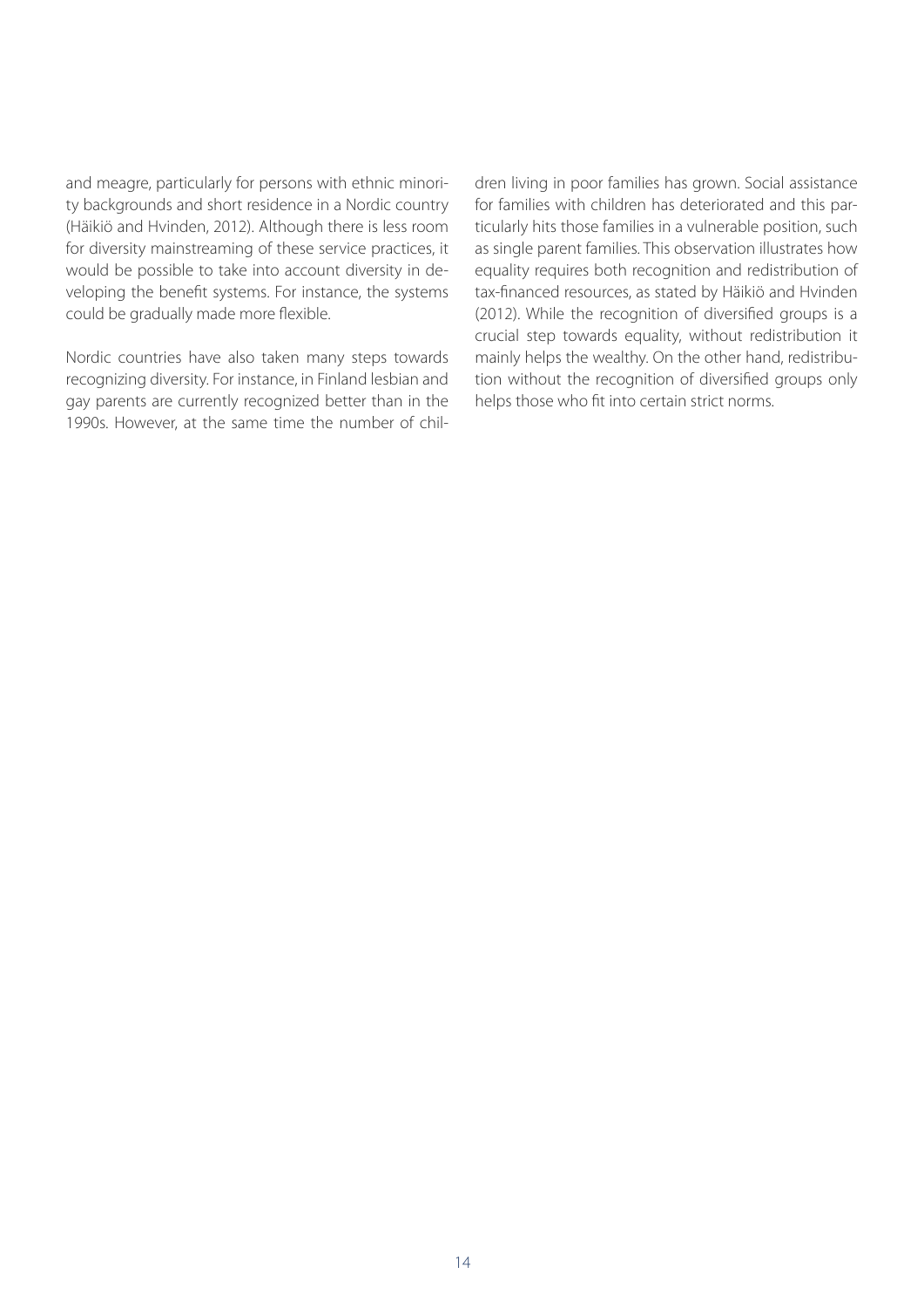and meagre, particularly for persons with ethnic minority backgrounds and short residence in a Nordic country (Häikiö and Hvinden, 2012). Although there is less room for diversity mainstreaming of these service practices, it would be possible to take into account diversity in developing the benefit systems. For instance, the systems could be gradually made more flexible.

Nordic countries have also taken many steps towards recognizing diversity. For instance, in Finland lesbian and gay parents are currently recognized better than in the 1990s. However, at the same time the number of children living in poor families has grown. Social assistance for families with children has deteriorated and this particularly hits those families in a vulnerable position, such as single parent families. This observation illustrates how equality requires both recognition and redistribution of tax-financed resources, as stated by Häikiö and Hvinden (2012). While the recognition of diversified groups is a crucial step towards equality, without redistribution it mainly helps the wealthy. On the other hand, redistribution without the recognition of diversified groups only helps those who fit into certain strict norms.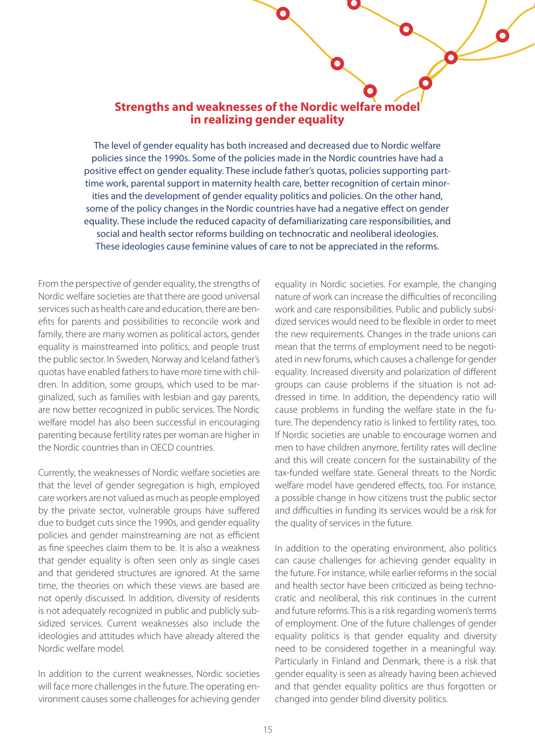## Strengths and weaknesses of the Nordic welfare model in realizing gender equality

**The level of gender equality has both increased and decreased due to Nordic welfare policies since the 1990s. Some of the policies made in the Nordic countries have had a positive effect on gender equality. These include father's quotas, policies supporting part-time work, parental support in maternity health care, better recognition of certain minorities and the development of gender equality politics and policies. On the other hand, some of the policy changes in the Nordic countries have had a negative effect on gender equality. These include the reduced capacity of defamiliarizating care responsibilities, and social and health sector reforms building on technocratic and neoliberal ideologies. These ideologies cause feminine values of care to not be appreciated in the reforms.**

From the perspective of gender equality, the strengths of Nordic welfare societies are that there are good universal services such as health care and education, there are benefits for parents and possibilities to reconcile work and family, there are many women as political actors, gender equality is mainstreamed into politics, and people trust the public sector. In Sweden, Norway and Iceland father's quotas have enabled fathers to have more time with children. In addition, some groups, which used to be marginalized, such as families with lesbian and gay parents, are now better recognized in public services. The Nordic welfare model has also been successful in encouraging parenting because fertility rates per woman are higher in the Nordic countries than in OECD countries.

Currently, the weaknesses of Nordic welfare societies are that the level of gender segregation is high, employed care workers are not valued as much as people employed by the private sector, vulnerable groups have suffered due to budget cuts since the 1990s, and gender equality policies and gender mainstreaming are not as efficient as fine speeches claim them to be. It is also a weakness that gender equality is often seen only as single cases and that gendered structures are ignored. At the same time, the theories on which these views are based are not openly discussed. In addition, diversity of residents is not adequately recognized in public and publicly subsidized services. Current weaknesses also include the ideologies and attitudes which have already altered the Nordic welfare model.

In addition to the current weaknesses, Nordic societies will face more challenges in the future. The operating environment causes some challenges for achieving gender equality in Nordic societies. For example, the changing nature of work can increase the difficulties of reconciling work and care responsibilities. Public and publicly subsidized services would need to be flexible in order to meet the new requirements. Changes in the trade unions can mean that the terms of employment need to be negotiated in new forums, which causes a challenge for gender equality. Increased diversity and polarization of different groups can cause problems if the situation is not addressed in time. In addition, the dependency ratio will cause problems in funding the welfare state in the future. The dependency ratio is linked to fertility rates, too. If Nordic societies are unable to encourage women and men to have children anymore, fertility rates will decline and this will create concern for the sustainability of the tax-funded welfare state. General threats to the Nordic welfare model have gendered effects, too. For instance, a possible change in how citizens trust the public sector and difficulties in funding its services would be a risk for the quality of services in the future.

In addition to the operating environment, also politics can cause challenges for achieving gender equality in the future. For instance, while earlier reforms in the social and health sector have been criticized as being technocratic and neoliberal, this risk continues in the current and future reforms. This is a risk regarding women's terms of employment. One of the future challenges of gender equality politics is that gender equality and diversity need to be considered together in a meaningful way. Particularly in Finland and Denmark, there is a risk that gender equality is seen as already having been achieved and that gender equality politics are thus forgotten or changed into gender blind diversity politics.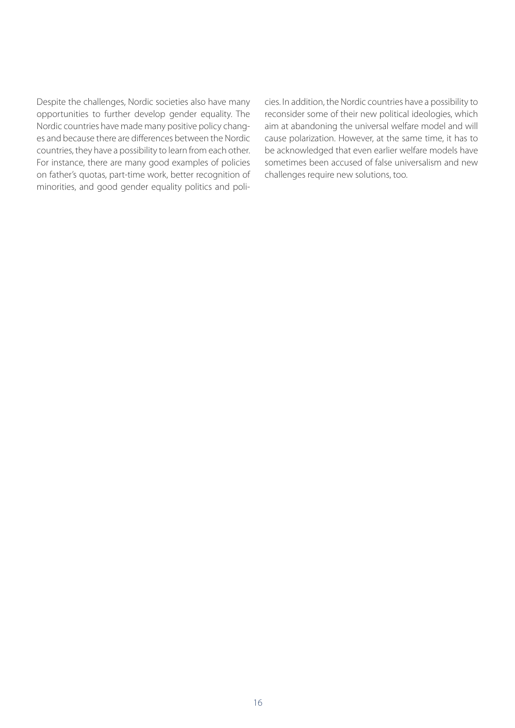Despite the challenges, Nordic societies also have many opportunities to further develop gender equality. The Nordic countries have made many positive policy changes and because there are differences between the Nordic countries, they have a possibility to learn from each other. For instance, there are many good examples of policies on father's quotas, part-time work, better recognition of minorities, and good gender equality politics and policies. In addition, the Nordic countries have a possibility to reconsider some of their new political ideologies, which aim at abandoning the universal welfare model and will cause polarization. However, at the same time, it has to be acknowledged that even earlier welfare models have sometimes been accused of false universalism and new challenges require new solutions, too.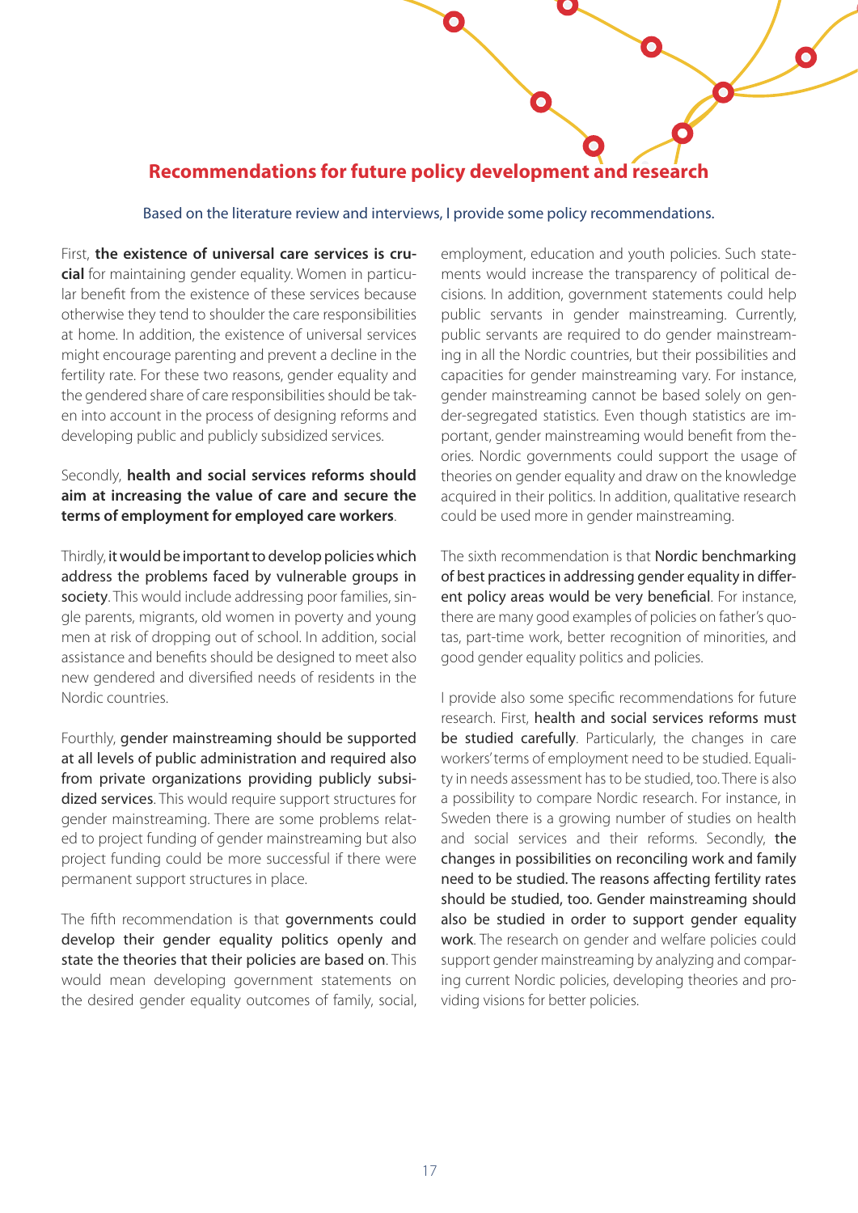## Recommendations for future policy development and research

Based on the literature review and interviews, I provide some policy recommendations.

First, **the existence of universal care services is crucial** for maintaining gender equality. Women in particular benefit from the existence of these services because otherwise they tend to shoulder the care responsibilities at home. In addition, the existence of universal services might encourage parenting and prevent a decline in the fertility rate. For these two reasons, gender equality and the gendered share of care responsibilities should be taken into account in the process of designing reforms and developing public and publicly subsidized services.

Secondly, **health and social services reforms should aim at increasing the value of care and secure the terms of employment for employed care workers**.

Thirdly, **it would be important to develop policies which address the problems faced by vulnerable groups in society**. This would include addressing poor families, single parents, migrants, old women in poverty and young men at risk of dropping out of school. In addition, social assistance and benefits should be designed to meet also new gendered and diversified needs of residents in the Nordic countries.

Fourthly, **gender mainstreaming should be supported at all levels of public administration and required also from private organizations providing publicly subsidized services**. This would require support structures for gender mainstreaming. There are some problems related to project funding of gender mainstreaming but also project funding could be more successful if there were permanent support structures in place.

The fifth recommendation is that **governments could develop their gender equality politics openly and state the theories that their policies are based on**. This would mean developing government statements on the desired gender equality outcomes of family, social, employment, education and youth policies. Such statements would increase the transparency of political decisions. In addition, government statements could help public servants in gender mainstreaming. Currently, public servants are required to do gender mainstreaming in all the Nordic countries, but their possibilities and capacities for gender mainstreaming vary. For instance, gender mainstreaming cannot be based solely on gender-segregated statistics. Even though statistics are important, gender mainstreaming would benefit from theories. Nordic governments could support the usage of theories on gender equality and draw on the knowledge acquired in their politics. In addition, qualitative research could be used more in gender mainstreaming.

The sixth recommendation is that **Nordic benchmarking of best practices in addressing gender equality in different policy areas would be very beneficial**. For instance, there are many good examples of policies on father's quotas, part-time work, better recognition of minorities, and good gender equality politics and policies.

I provide also some specific recommendations for future research. First, **health and social services reforms must be studied carefully**. Particularly, the changes in care workers' terms of employment need to be studied. Equality in needs assessment has to be studied, too. There is also a possibility to compare Nordic research. For instance, in Sweden there is a growing number of studies on health and social services and their reforms. Secondly, **the changes in possibilities on reconciling work and family need to be studied. The reasons affecting fertility rates should be studied, too. Gender mainstreaming should also be studied in order to support gender equality work**. The research on gender and welfare policies could support gender mainstreaming by analyzing and comparing current Nordic policies, developing theories and providing visions for better policies.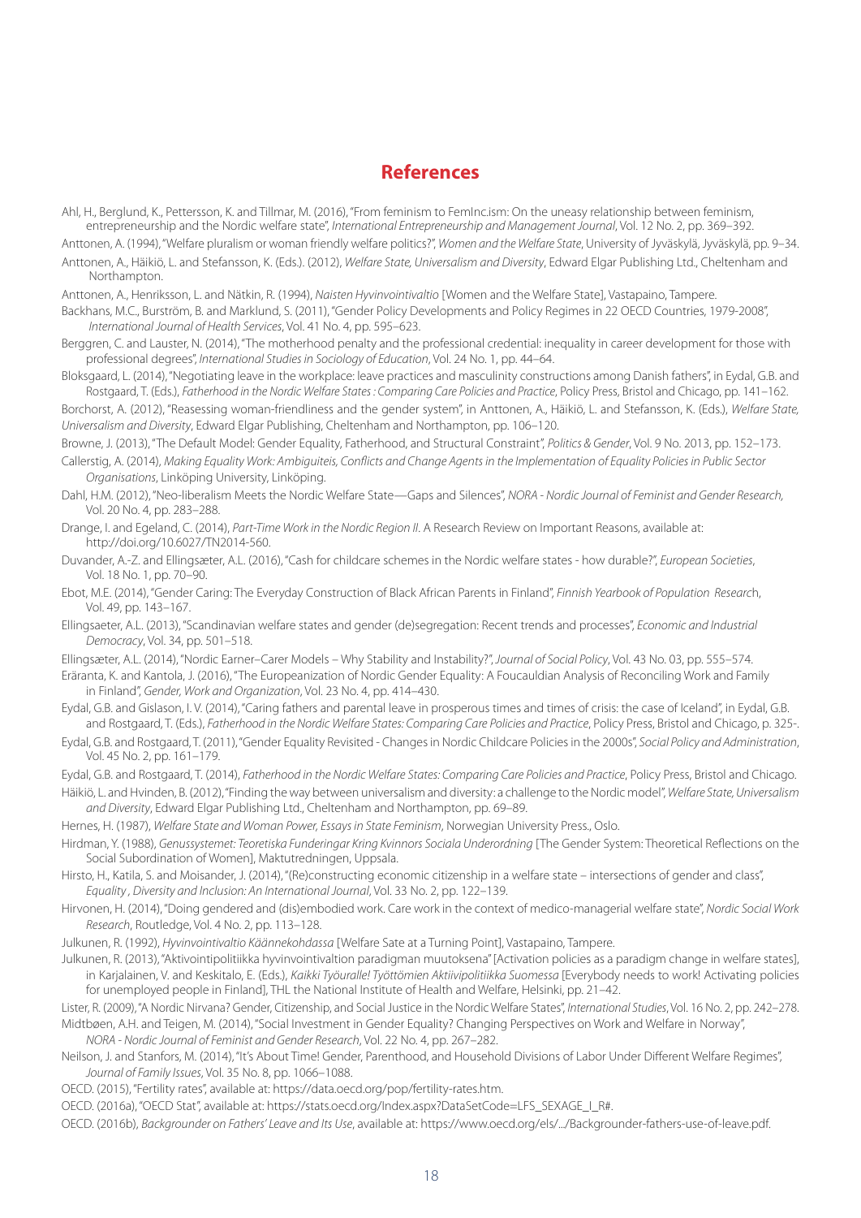## References

Ahl, H., Berglund, K., Pettersson, K. and Tillmar, M. (2016), "From feminism to FemInc.ism: On the uneasy relationship between feminism, entrepreneurship and the Nordic welfare state", *International Entrepreneurship and Management Journal*, Vol. 12 No. 2, pp. 369–392.

Anttonen, A. (1994), "Welfare pluralism or woman friendly welfare politics?", *Women and the Welfare State*, University of Jyväskylä, Jyväskylä, pp. 9–34.

Anttonen, A., Häikiö, L. and Stefansson, K. (Eds.). (2012), *Welfare State, Universalism and Diversity*, Edward Elgar Publishing Ltd., Cheltenham and Northampton.

Anttonen, A., Henriksson, L. and Nätkin, R. (1994), *Naisten Hyvinvointivaltio* [Women and the Welfare State], Vastapaino, Tampere.

Backhans, M.C., Burström, B. and Marklund, S. (2011), "Gender Policy Developments and Policy Regimes in 22 OECD Countries, 1979-2008", *International Journal of Health Services*, Vol. 41 No. 4, pp. 595–623.

Berggren, C. and Lauster, N. (2014), "The motherhood penalty and the professional credential: inequality in career development for those with professional degrees", *International Studies in Sociology of Education*, Vol. 24 No. 1, pp. 44–64.

Bloksgaard, L. (2014), "Negotiating leave in the workplace: leave practices and masculinity constructions among Danish fathers", in Eydal, G.B. and Rostgaard, T. (Eds.), *Fatherhood in the Nordic Welfare States : Comparing Care Policies and Practice*, Policy Press, Bristol and Chicago, pp. 141–162.

Borchorst, A. (2012), "Reasessing woman-friendliness and the gender system", in Anttonen, A., Häikiö, L. and Stefansson, K. (Eds.), *Welfare State, Universalism and Diversity*, Edward Elgar Publishing, Cheltenham and Northampton, pp. 106–120.

Browne, J. (2013), "The Default Model: Gender Equality, Fatherhood, and Structural Constraint", *Politics & Gender*, Vol. 9 No. 2013, pp. 152–173.

Callerstig, A. (2014), *Making Equality Work: Ambiguiteis, Conflicts and Change Agents in the Implementation of Equality Policies in Public Sector Organisations*, Linköping University, Linköping.

Dahl, H.M. (2012), "Neo-liberalism Meets the Nordic Welfare State—Gaps and Silences", *NORA - Nordic Journal of Feminist and Gender Research,* Vol. 20 No. 4, pp. 283–288.

Drange, I. and Egeland, C. (2014), *Part-Time Work in the Nordic Region II*. A Research Review on Important Reasons, available at: http://doi.org/10.6027/TN2014-560.

Duvander, A.-Z. and Ellingsæter, A.L. (2016), "Cash for childcare schemes in the Nordic welfare states - how durable?", *European Societies*, Vol. 18 No. 1, pp. 70–90.

Ebot, M.E. (2014), "Gender Caring: The Everyday Construction of Black African Parents in Finland", *Finnish Yearbook of Population Research*, Vol. 49, pp. 143–167.

Ellingsaeter, A.L. (2013), "Scandinavian welfare states and gender (de)segregation: Recent trends and processes", *Economic and Industrial Democracy*, Vol. 34, pp. 501–518.

Ellingsæter, A.L. (2014), "Nordic Earner–Carer Models – Why Stability and Instability?", *Journal of Social Policy*, Vol. 43 No. 03, pp. 555–574.

Eräranta, K. and Kantola, J. (2016), "The Europeanization of Nordic Gender Equality: A Foucauldian Analysis of Reconciling Work and Family in Finland", *Gender, Work and Organization*, Vol. 23 No. 4, pp. 414–430.

Eydal, G.B. and Gislason, I. V. (2014), "Caring fathers and parental leave in prosperous times and times of crisis: the case of Iceland", in Eydal, G.B. and Rostgaard, T. (Eds.), *Fatherhood in the Nordic Welfare States: Comparing Care Policies and Practice*, Policy Press, Bristol and Chicago, p. 325-.

Eydal, G.B. and Rostgaard, T. (2011), "Gender Equality Revisited - Changes in Nordic Childcare Policies in the 2000s", *Social Policy and Administration*, Vol. 45 No. 2, pp. 161–179.

Eydal, G.B. and Rostgaard, T. (2014), *Fatherhood in the Nordic Welfare States: Comparing Care Policies and Practice*, Policy Press, Bristol and Chicago.

Häikiö, L. and Hvinden, B. (2012), "Finding the way between universalism and diversity: a challenge to the Nordic model", *Welfare State, Universalism and Diversity*, Edward Elgar Publishing Ltd., Cheltenham and Northampton, pp. 69–89.

Hernes, H. (1987), *Welfare State and Woman Power, Essays in State Feminism*, Norwegian University Press., Oslo.

Hirdman, Y. (1988), *Genussystemet: Teoretiska Funderingar Kring Kvinnors Sociala Underordning* [The Gender System: Theoretical Reflections on the Social Subordination of Women], Maktutredningen, Uppsala.

Hirsto, H., Katila, S. and Moisander, J. (2014), "(Re)constructing economic citizenship in a welfare state – intersections of gender and class", *Equality , Diversity and Inclusion: An International Journal*, Vol. 33 No. 2, pp. 122–139.

Hirvonen, H. (2014), "Doing gendered and (dis)embodied work. Care work in the context of medico-managerial welfare state", *Nordic Social Work Research*, Routledge, Vol. 4 No. 2, pp. 113–128.

Julkunen, R. (1992), *Hyvinvointivaltio Käännekohdassa* [Welfare Sate at a Turning Point], Vastapaino, Tampere.

Julkunen, R. (2013), "Aktivointipolitiikka hyvinvointivaltion paradigman muutoksena" [Activation policies as a paradigm change in welfare states], in Karjalainen, V. and Keskitalo, E. (Eds.), *Kaikki Työuralle! Työttömien Aktiivipolitiikka Suomessa* [Everybody needs to work! Activating policies for unemployed people in Finland], THL the National Institute of Health and Welfare, Helsinki, pp. 21–42.

Lister, R. (2009), "A Nordic Nirvana? Gender, Citizenship, and Social Justice in the Nordic Welfare States", *International Studies*, Vol. 16 No. 2, pp. 242–278.

Midtbøen, A.H. and Teigen, M. (2014), "Social Investment in Gender Equality? Changing Perspectives on Work and Welfare in Norway", *NORA - Nordic Journal of Feminist and Gender Research*, Vol. 22 No. 4, pp. 267–282.

Neilson, J. and Stanfors, M. (2014), "It's About Time! Gender, Parenthood, and Household Divisions of Labor Under Different Welfare Regimes", *Journal of Family Issues*, Vol. 35 No. 8, pp. 1066–1088.

OECD. (2015), "Fertility rates", available at: https://data.oecd.org/pop/fertility-rates.htm.

OECD. (2016a), "OECD Stat", available at: https://stats.oecd.org/Index.aspx?DataSetCode=LFS_SEXAGE_I_R#.

OECD. (2016b), *Backgrounder on Fathers' Leave and Its Use*, available at: https://www.oecd.org/els/.../Backgrounder-fathers-use-of-leave.pdf.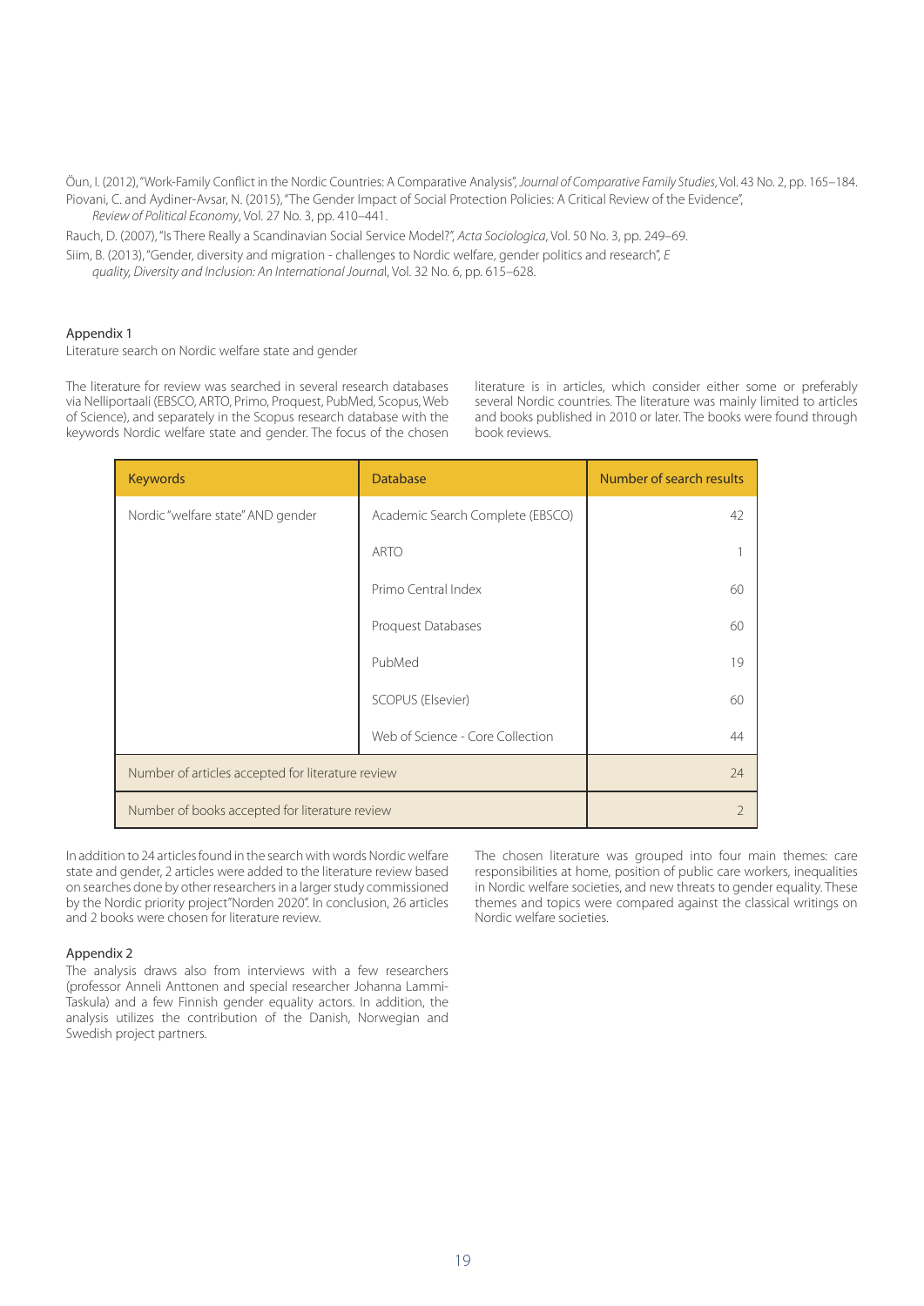Öun, I. (2012), "Work-Family Conflict in the Nordic Countries: A Comparative Analysis", *Journal of Comparative Family Studies*, Vol. 43 No. 2, pp. 165–184.

Piovani, C. and Aydiner-Avsar, N. (2015), "The Gender Impact of Social Protection Policies: A Critical Review of the Evidence", *Review of Political Economy*, Vol. 27 No. 3, pp. 410–441.

Rauch, D. (2007), "Is There Really a Scandinavian Social Service Model?", *Acta Sociologica*, Vol. 50 No. 3, pp. 249–69.

Siim, B. (2013), "Gender, diversity and migration - challenges to Nordic welfare, gender politics and research", *E quality, Diversity and Inclusion: An International Journal*, Vol. 32 No. 6, pp. 615–628.

## Appendix 1

Literature search on Nordic welfare state and gender

The literature for review was searched in several research databases via Nelliportaali (EBSCO, ARTO, Primo, Proquest, PubMed, Scopus, Web of Science), and separately in the Scopus research database with the keywords Nordic welfare state and gender. The focus of the chosen literature is in articles, which consider either some or preferably several Nordic countries. The literature was mainly limited to articles and books published in 2010 or later. The books were found through book reviews.

| Keywords | Database | Number of search results |
|---|---|---|
| Nordic "welfare state" AND gender | Academic Search Complete (EBSCO) | 42 |
| | ARTO | 1 |
| | Primo Central Index | 60 |
| | Proquest Databases | 60 |
| | PubMed | 19 |
| | SCOPUS (Elsevier) | 60 |
| | Web of Science - Core Collection | 44 |
| Number of articles accepted for literature review | | 24 |
| Number of books accepted for literature review | | 2 |

In addition to 24 articles found in the search with words Nordic welfare state and gender, 2 articles were added to the literature review based on searches done by other researchers in a larger study commissioned by the Nordic priority project "Norden 2020". In conclusion, 26 articles and 2 books were chosen for literature review.

The chosen literature was grouped into four main themes: care responsibilities at home, position of public care workers, inequalities in Nordic welfare societies, and new threats to gender equality. These themes and topics were compared against the classical writings on Nordic welfare societies.

## Appendix 2

The analysis draws also from interviews with a few researchers (professor Anneli Anttonen and special researcher Johanna Lammi-Taskula) and a few Finnish gender equality actors. In addition, the analysis utilizes the contribution of the Danish, Norwegian and Swedish project partners.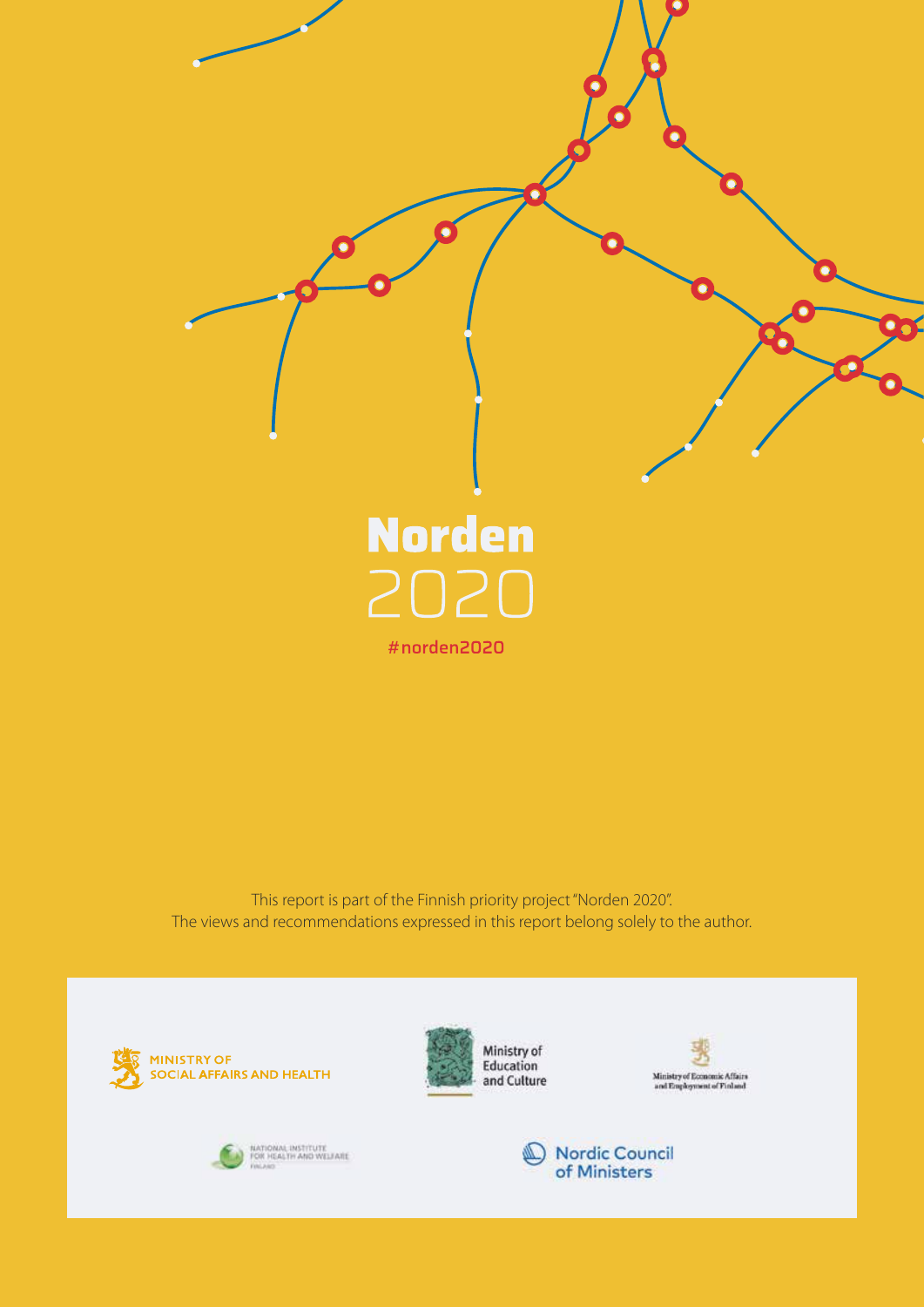# Norden 2020

#norden2020

This report is part of the Finnish priority project "Norden 2020".
The views and recommendations expressed in this report belong solely to the author.

MINISTRY OF SOCIAL AFFAIRS AND HEALTH

Ministry of Education and Culture

Ministry of Economic Affairs and Employment of Finland

NATIONAL INSTITUTE FOR HEALTH AND WELFARE FINLAND

Nordic Council of Ministers